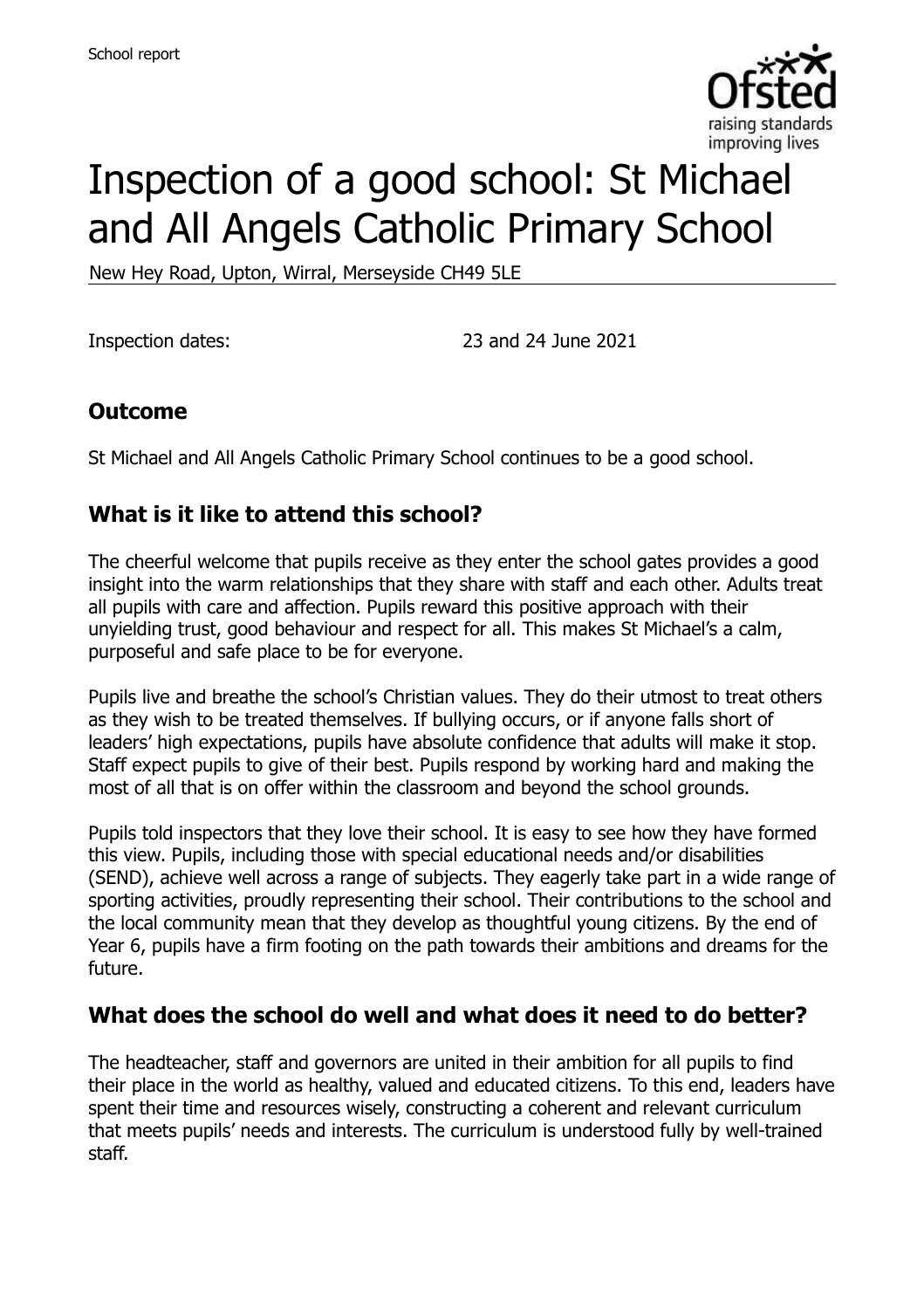School report

# Inspection of a good school: St Michael and All Angels Catholic Primary School

New Hey Road, Upton, Wirral, Merseyside CH49 5LE

Inspection dates: 23 and 24 June 2021

## Outcome

St Michael and All Angels Catholic Primary School continues to be a good school.

## What is it like to attend this school?

The cheerful welcome that pupils receive as they enter the school gates provides a good insight into the warm relationships that they share with staff and each other. Adults treat all pupils with care and affection. Pupils reward this positive approach with their unyielding trust, good behaviour and respect for all. This makes St Michael's a calm, purposeful and safe place to be for everyone.

Pupils live and breathe the school's Christian values. They do their utmost to treat others as they wish to be treated themselves. If bullying occurs, or if anyone falls short of leaders' high expectations, pupils have absolute confidence that adults will make it stop. Staff expect pupils to give of their best. Pupils respond by working hard and making the most of all that is on offer within the classroom and beyond the school grounds.

Pupils told inspectors that they love their school. It is easy to see how they have formed this view. Pupils, including those with special educational needs and/or disabilities (SEND), achieve well across a range of subjects. They eagerly take part in a wide range of sporting activities, proudly representing their school. Their contributions to the school and the local community mean that they develop as thoughtful young citizens. By the end of Year 6, pupils have a firm footing on the path towards their ambitions and dreams for the future.

## What does the school do well and what does it need to do better?

The headteacher, staff and governors are united in their ambition for all pupils to find their place in the world as healthy, valued and educated citizens. To this end, leaders have spent their time and resources wisely, constructing a coherent and relevant curriculum that meets pupils' needs and interests. The curriculum is understood fully by well-trained staff.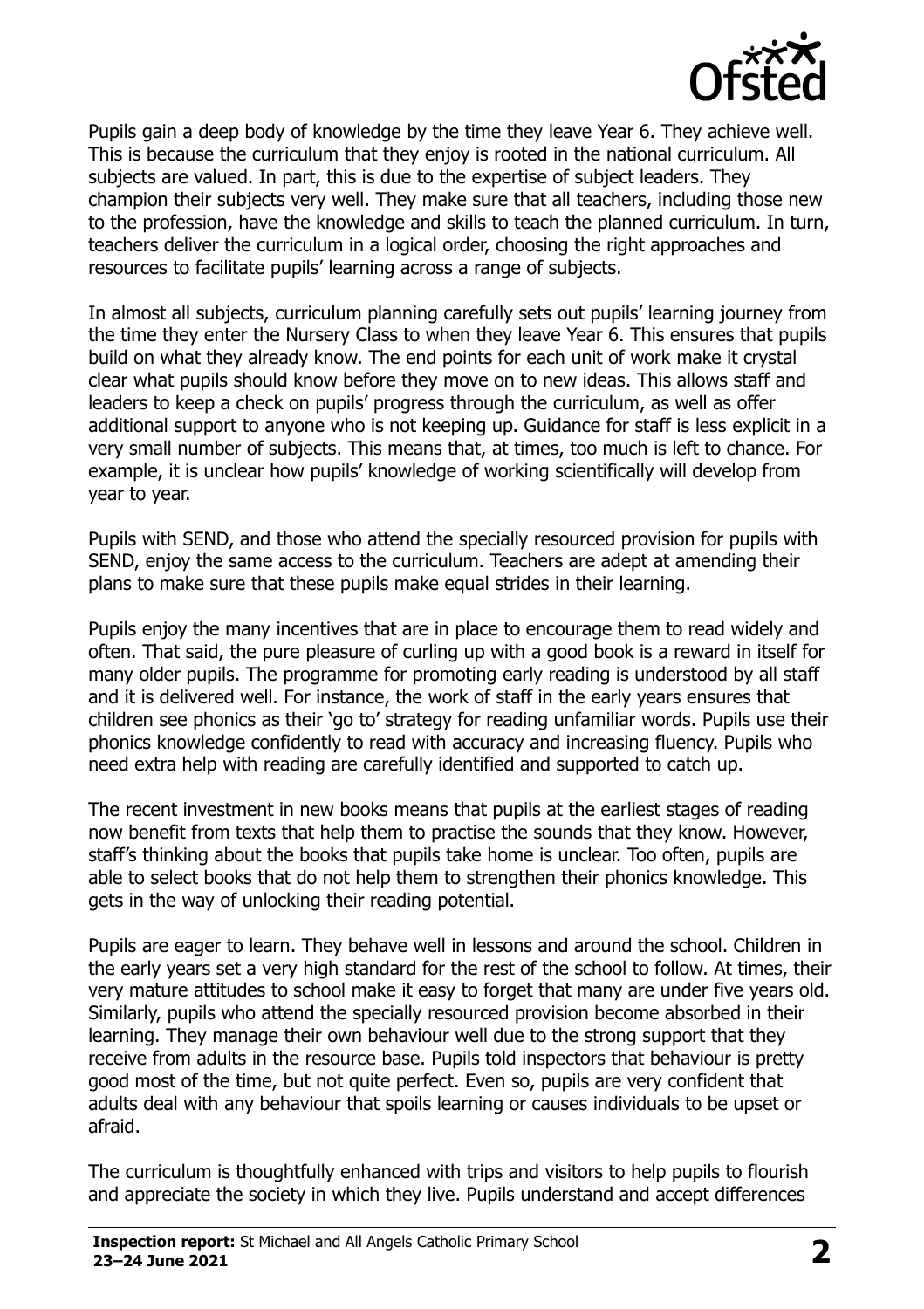Pupils gain a deep body of knowledge by the time they leave Year 6. They achieve well. This is because the curriculum that they enjoy is rooted in the national curriculum. All subjects are valued. In part, this is due to the expertise of subject leaders. They champion their subjects very well. They make sure that all teachers, including those new to the profession, have the knowledge and skills to teach the planned curriculum. In turn, teachers deliver the curriculum in a logical order, choosing the right approaches and resources to facilitate pupils' learning across a range of subjects.

In almost all subjects, curriculum planning carefully sets out pupils' learning journey from the time they enter the Nursery Class to when they leave Year 6. This ensures that pupils build on what they already know. The end points for each unit of work make it crystal clear what pupils should know before they move on to new ideas. This allows staff and leaders to keep a check on pupils' progress through the curriculum, as well as offer additional support to anyone who is not keeping up. Guidance for staff is less explicit in a very small number of subjects. This means that, at times, too much is left to chance. For example, it is unclear how pupils' knowledge of working scientifically will develop from year to year.

Pupils with SEND, and those who attend the specially resourced provision for pupils with SEND, enjoy the same access to the curriculum. Teachers are adept at amending their plans to make sure that these pupils make equal strides in their learning.

Pupils enjoy the many incentives that are in place to encourage them to read widely and often. That said, the pure pleasure of curling up with a good book is a reward in itself for many older pupils. The programme for promoting early reading is understood by all staff and it is delivered well. For instance, the work of staff in the early years ensures that children see phonics as their 'go to' strategy for reading unfamiliar words. Pupils use their phonics knowledge confidently to read with accuracy and increasing fluency. Pupils who need extra help with reading are carefully identified and supported to catch up.

The recent investment in new books means that pupils at the earliest stages of reading now benefit from texts that help them to practise the sounds that they know. However, staff's thinking about the books that pupils take home is unclear. Too often, pupils are able to select books that do not help them to strengthen their phonics knowledge. This gets in the way of unlocking their reading potential.

Pupils are eager to learn. They behave well in lessons and around the school. Children in the early years set a very high standard for the rest of the school to follow. At times, their very mature attitudes to school make it easy to forget that many are under five years old. Similarly, pupils who attend the specially resourced provision become absorbed in their learning. They manage their own behaviour well due to the strong support that they receive from adults in the resource base. Pupils told inspectors that behaviour is pretty good most of the time, but not quite perfect. Even so, pupils are very confident that adults deal with any behaviour that spoils learning or causes individuals to be upset or afraid.

The curriculum is thoughtfully enhanced with trips and visitors to help pupils to flourish and appreciate the society in which they live. Pupils understand and accept differences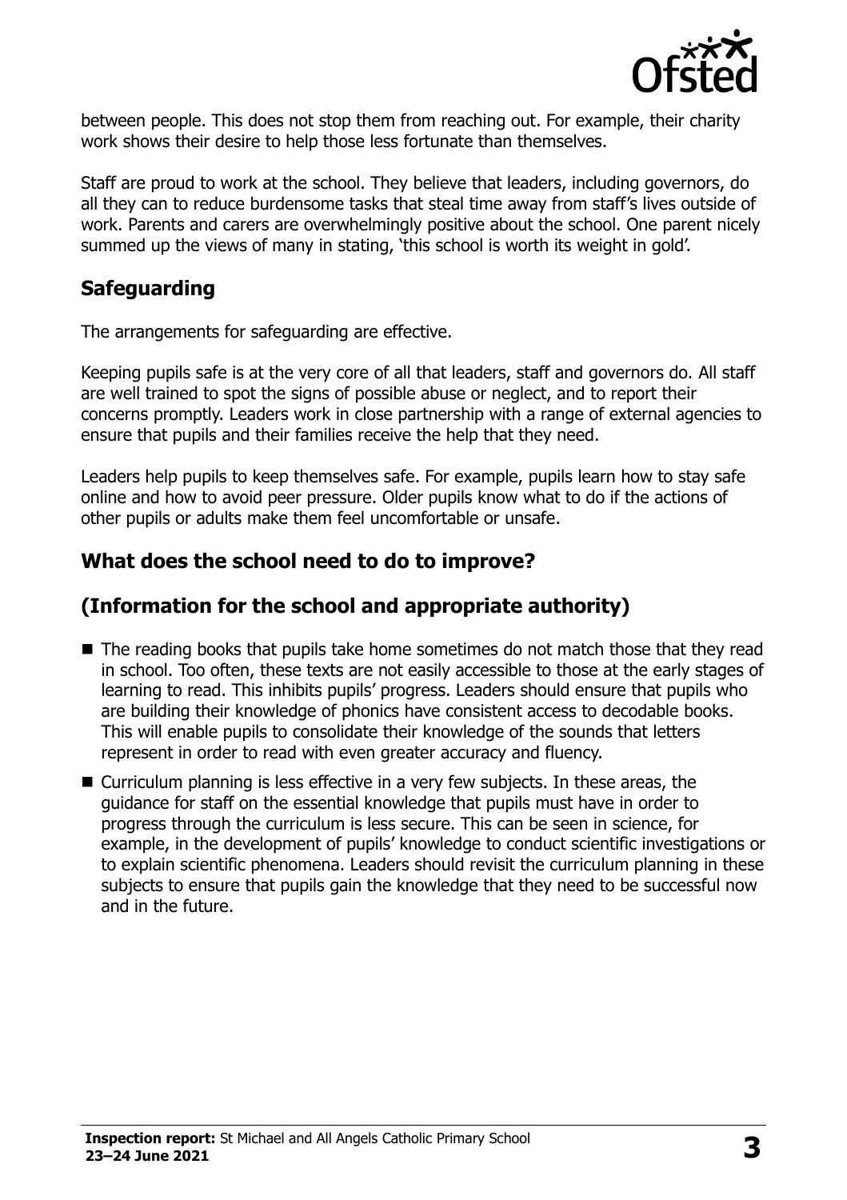between people. This does not stop them from reaching out. For example, their charity work shows their desire to help those less fortunate than themselves.

Staff are proud to work at the school. They believe that leaders, including governors, do all they can to reduce burdensome tasks that steal time away from staff's lives outside of work. Parents and carers are overwhelmingly positive about the school. One parent nicely summed up the views of many in stating, 'this school is worth its weight in gold'.

## Safeguarding

The arrangements for safeguarding are effective.

Keeping pupils safe is at the very core of all that leaders, staff and governors do. All staff are well trained to spot the signs of possible abuse or neglect, and to report their concerns promptly. Leaders work in close partnership with a range of external agencies to ensure that pupils and their families receive the help that they need.

Leaders help pupils to keep themselves safe. For example, pupils learn how to stay safe online and how to avoid peer pressure. Older pupils know what to do if the actions of other pupils or adults make them feel uncomfortable or unsafe.

## What does the school need to do to improve?

## (Information for the school and appropriate authority)

- The reading books that pupils take home sometimes do not match those that they read in school. Too often, these texts are not easily accessible to those at the early stages of learning to read. This inhibits pupils' progress. Leaders should ensure that pupils who are building their knowledge of phonics have consistent access to decodable books. This will enable pupils to consolidate their knowledge of the sounds that letters represent in order to read with even greater accuracy and fluency.
- Curriculum planning is less effective in a very few subjects. In these areas, the guidance for staff on the essential knowledge that pupils must have in order to progress through the curriculum is less secure. This can be seen in science, for example, in the development of pupils' knowledge to conduct scientific investigations or to explain scientific phenomena. Leaders should revisit the curriculum planning in these subjects to ensure that pupils gain the knowledge that they need to be successful now and in the future.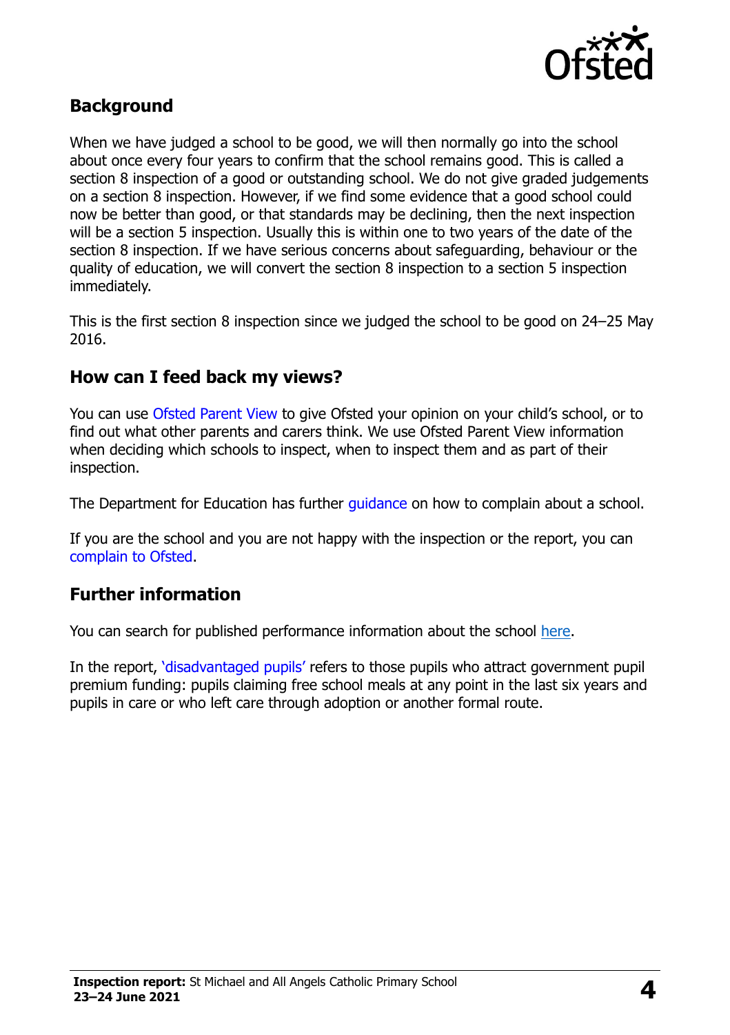## Background

When we have judged a school to be good, we will then normally go into the school about once every four years to confirm that the school remains good. This is called a section 8 inspection of a good or outstanding school. We do not give graded judgements on a section 8 inspection. However, if we find some evidence that a good school could now be better than good, or that standards may be declining, then the next inspection will be a section 5 inspection. Usually this is within one to two years of the date of the section 8 inspection. If we have serious concerns about safeguarding, behaviour or the quality of education, we will convert the section 8 inspection to a section 5 inspection immediately.

This is the first section 8 inspection since we judged the school to be good on 24–25 May 2016.

## How can I feed back my views?

You can use Ofsted Parent View to give Ofsted your opinion on your child's school, or to find out what other parents and carers think. We use Ofsted Parent View information when deciding which schools to inspect, when to inspect them and as part of their inspection.

The Department for Education has further guidance on how to complain about a school.

If you are the school and you are not happy with the inspection or the report, you can complain to Ofsted.

## Further information

You can search for published performance information about the school here.

In the report, 'disadvantaged pupils' refers to those pupils who attract government pupil premium funding: pupils claiming free school meals at any point in the last six years and pupils in care or who left care through adoption or another formal route.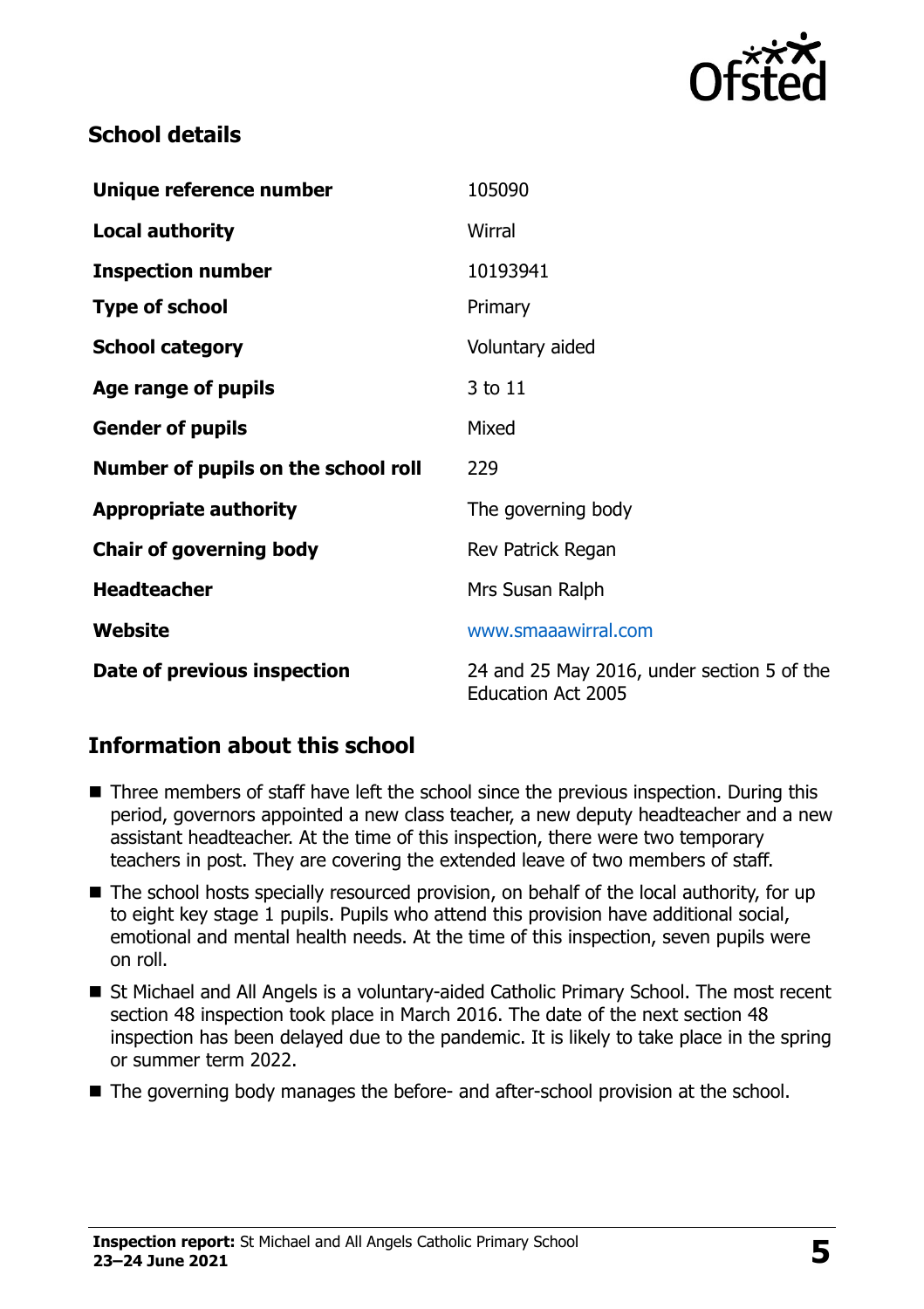## School details

| | |
|---|---|
| **Unique reference number** | 105090 |
| **Local authority** | Wirral |
| **Inspection number** | 10193941 |
| **Type of school** | Primary |
| **School category** | Voluntary aided |
| **Age range of pupils** | 3 to 11 |
| **Gender of pupils** | Mixed |
| **Number of pupils on the school roll** | 229 |
| **Appropriate authority** | The governing body |
| **Chair of governing body** | Rev Patrick Regan |
| **Headteacher** | Mrs Susan Ralph |
| **Website** | www.smaaawirral.com |
| **Date of previous inspection** | 24 and 25 May 2016, under section 5 of the Education Act 2005 |

## Information about this school

- Three members of staff have left the school since the previous inspection. During this period, governors appointed a new class teacher, a new deputy headteacher and a new assistant headteacher. At the time of this inspection, there were two temporary teachers in post. They are covering the extended leave of two members of staff.
- The school hosts specially resourced provision, on behalf of the local authority, for up to eight key stage 1 pupils. Pupils who attend this provision have additional social, emotional and mental health needs. At the time of this inspection, seven pupils were on roll.
- St Michael and All Angels is a voluntary-aided Catholic Primary School. The most recent section 48 inspection took place in March 2016. The date of the next section 48 inspection has been delayed due to the pandemic. It is likely to take place in the spring or summer term 2022.
- The governing body manages the before- and after-school provision at the school.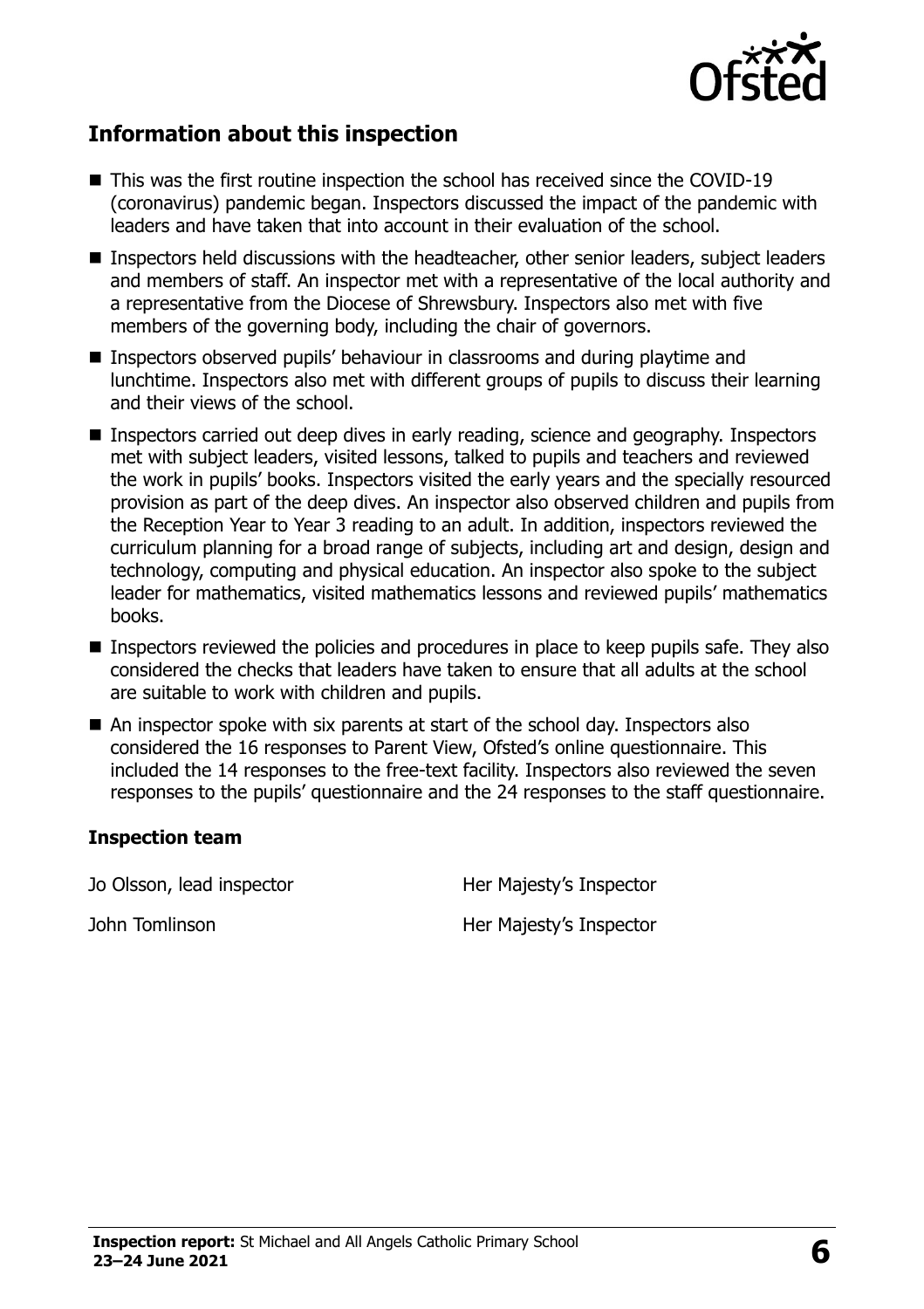## Information about this inspection

- This was the first routine inspection the school has received since the COVID-19 (coronavirus) pandemic began. Inspectors discussed the impact of the pandemic with leaders and have taken that into account in their evaluation of the school.
- Inspectors held discussions with the headteacher, other senior leaders, subject leaders and members of staff. An inspector met with a representative of the local authority and a representative from the Diocese of Shrewsbury. Inspectors also met with five members of the governing body, including the chair of governors.
- Inspectors observed pupils' behaviour in classrooms and during playtime and lunchtime. Inspectors also met with different groups of pupils to discuss their learning and their views of the school.
- Inspectors carried out deep dives in early reading, science and geography. Inspectors met with subject leaders, visited lessons, talked to pupils and teachers and reviewed the work in pupils' books. Inspectors visited the early years and the specially resourced provision as part of the deep dives. An inspector also observed children and pupils from the Reception Year to Year 3 reading to an adult. In addition, inspectors reviewed the curriculum planning for a broad range of subjects, including art and design, design and technology, computing and physical education. An inspector also spoke to the subject leader for mathematics, visited mathematics lessons and reviewed pupils' mathematics books.
- Inspectors reviewed the policies and procedures in place to keep pupils safe. They also considered the checks that leaders have taken to ensure that all adults at the school are suitable to work with children and pupils.
- An inspector spoke with six parents at start of the school day. Inspectors also considered the 16 responses to Parent View, Ofsted's online questionnaire. This included the 14 responses to the free-text facility. Inspectors also reviewed the seven responses to the pupils' questionnaire and the 24 responses to the staff questionnaire.

### Inspection team

| | |
|---|---|
| Jo Olsson, lead inspector | Her Majesty's Inspector |
| John Tomlinson | Her Majesty's Inspector |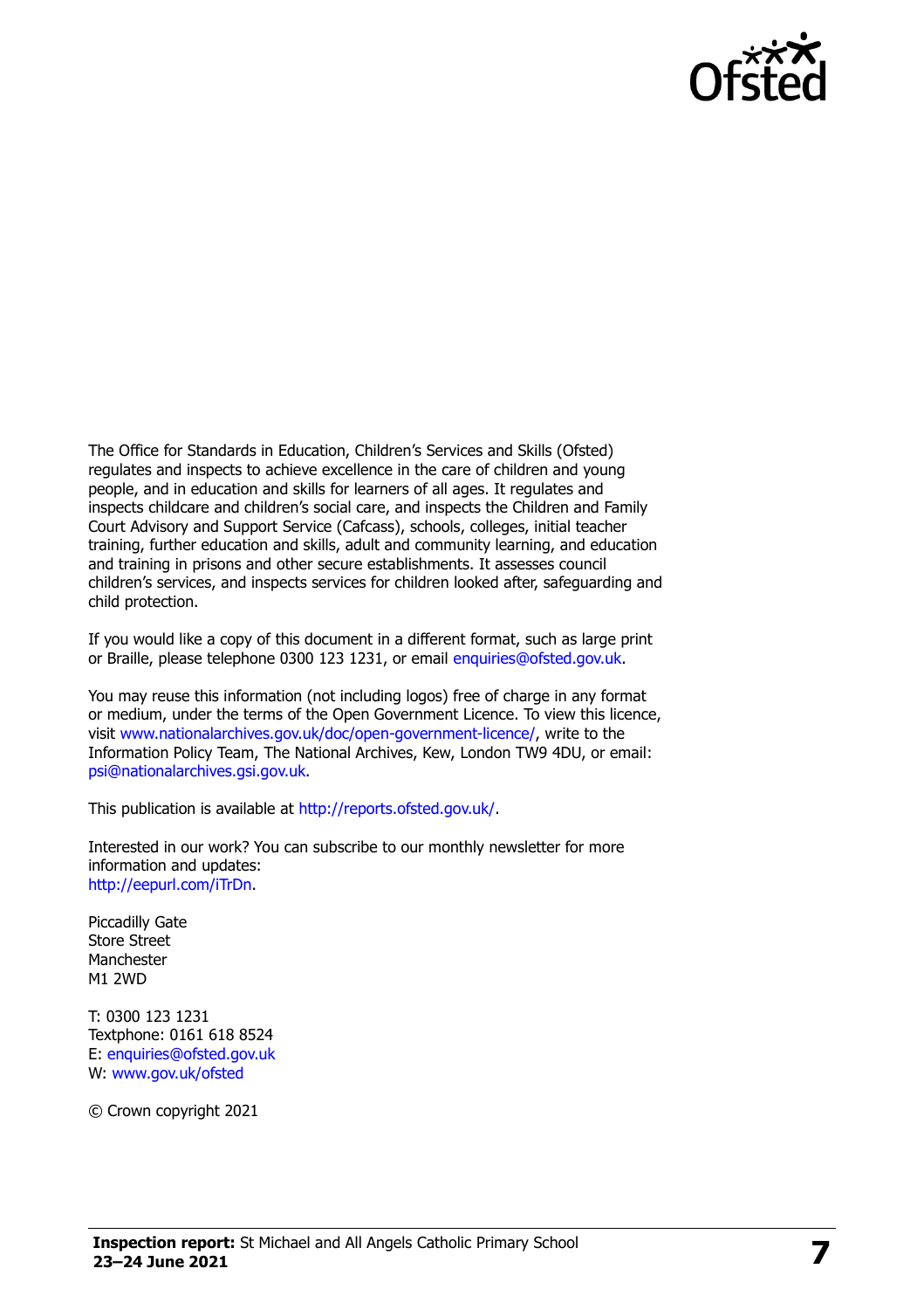The Office for Standards in Education, Children's Services and Skills (Ofsted) regulates and inspects to achieve excellence in the care of children and young people, and in education and skills for learners of all ages. It regulates and inspects childcare and children's social care, and inspects the Children and Family Court Advisory and Support Service (Cafcass), schools, colleges, initial teacher training, further education and skills, adult and community learning, and education and training in prisons and other secure establishments. It assesses council children's services, and inspects services for children looked after, safeguarding and child protection.

If you would like a copy of this document in a different format, such as large print or Braille, please telephone 0300 123 1231, or email enquiries@ofsted.gov.uk.

You may reuse this information (not including logos) free of charge in any format or medium, under the terms of the Open Government Licence. To view this licence, visit www.nationalarchives.gov.uk/doc/open-government-licence/, write to the Information Policy Team, The National Archives, Kew, London TW9 4DU, or email: psi@nationalarchives.gsi.gov.uk.

This publication is available at http://reports.ofsted.gov.uk/.

Interested in our work? You can subscribe to our monthly newsletter for more information and updates:
http://eepurl.com/iTrDn.

Piccadilly Gate
Store Street
Manchester
M1 2WD

T: 0300 123 1231
Textphone: 0161 618 8524
E: enquiries@ofsted.gov.uk
W: www.gov.uk/ofsted

© Crown copyright 2021